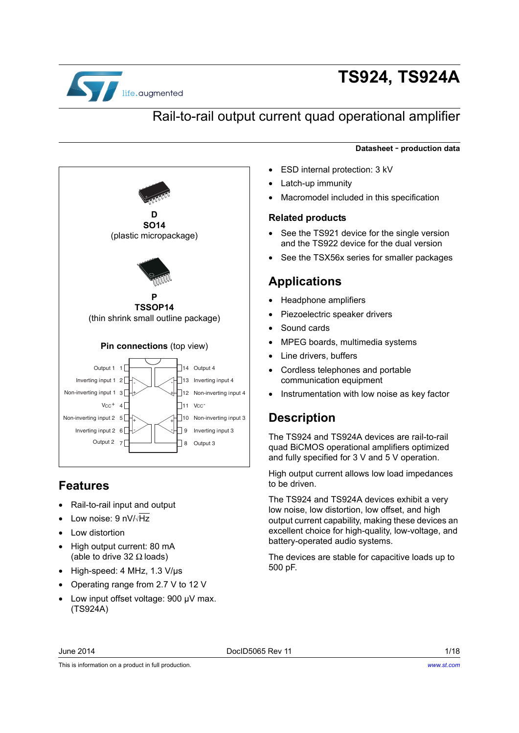# TS924, TS924A

## Rail-to-rail output current quad operational amplifier

**Datasheet - production data**

**D**
**SO14**
(plastic micropackage)

**P**
**TSSOP14**
(thin shrink small outline package)

**Pin connections** (top view)

| Pin | Name | Pin | Name |
|---|---|---|---|
| 1 | Output 1 | 14 | Output 4 |
| 2 | Inverting input 1 | 13 | Inverting input 4 |
| 3 | Non-inverting input 1 | 12 | Non-inverting input 4 |
| 4 | $V_{CC}^{+}$ | 11 | $V_{CC}^{-}$ |
| 5 | Non-inverting input 2 | 10 | Non-inverting input 3 |
| 6 | Inverting input 2 | 9 | Inverting input 3 |
| 7 | Output 2 | 8 | Output 3 |

## Features

- Rail-to-rail input and output
- Low noise: 9 nV/√Hz
- Low distortion
- High output current: 80 mA (able to drive 32 Ω loads)
- High-speed: 4 MHz, 1.3 V/μs
- Operating range from 2.7 V to 12 V
- Low input offset voltage: 900 μV max. (TS924A)
- ESD internal protection: 3 kV
- Latch-up immunity
- Macromodel included in this specification

### Related products

- See the TS921 device for the single version and the TS922 device for the dual version
- See the TSX56x series for smaller packages

## Applications

- Headphone amplifiers
- Piezoelectric speaker drivers
- Sound cards
- MPEG boards, multimedia systems
- Line drivers, buffers
- Cordless telephones and portable communication equipment
- Instrumentation with low noise as key factor

## Description

The TS924 and TS924A devices are rail-to-rail quad BiCMOS operational amplifiers optimized and fully specified for 3 V and 5 V operation.

High output current allows low load impedances to be driven.

The TS924 and TS924A devices exhibit a very low noise, low distortion, low offset, and high output current capability, making these devices an excellent choice for high-quality, low-voltage, and battery-operated audio systems.

The devices are stable for capacitive loads up to 500 pF.

June 2014 DocID5065 Rev 11

This is information on a product in full production. www.st.com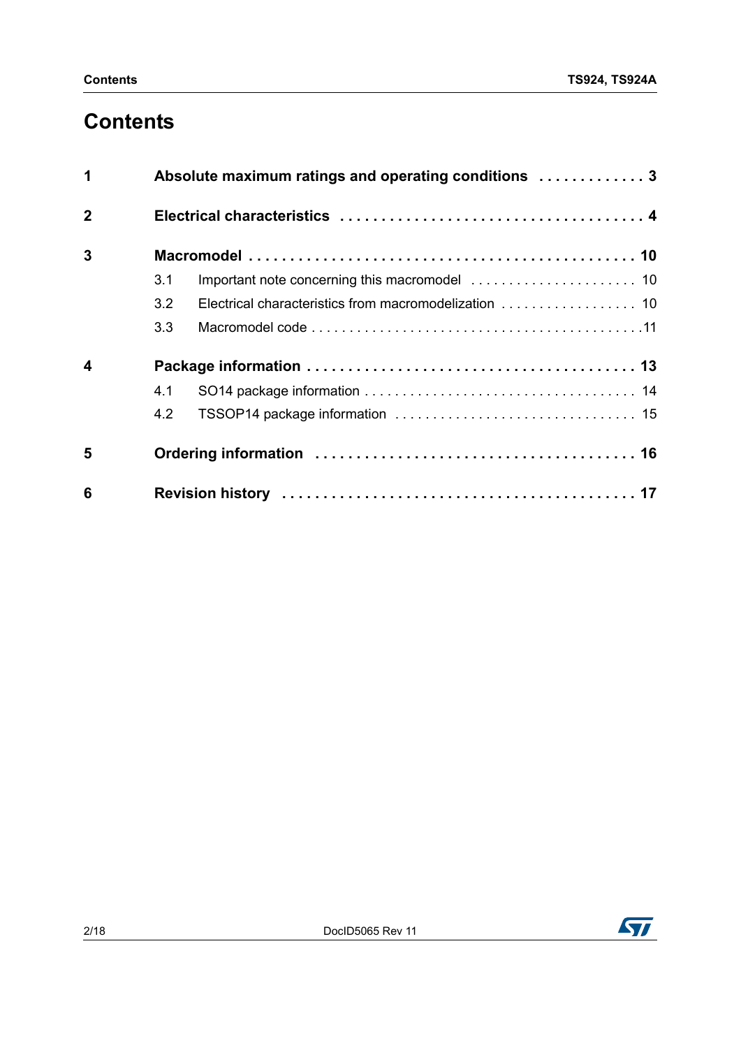# Contents

**1 Absolute maximum ratings and operating conditions . . . . . . . . . . . . . 3**

**2 Electrical characteristics . . . . . . . . . . . . . . . . . . . . . . . . . . . . . . . . . . . . . 4**

**3 Macromodel . . . . . . . . . . . . . . . . . . . . . . . . . . . . . . . . . . . . . . . . . . . . . . 10**

3.1 Important note concerning this macromodel . . . . . . . . . . . . . . . . . . . . . . 10

3.2 Electrical characteristics from macromodelization . . . . . . . . . . . . . . . . . . 10

3.3 Macromodel code . . . . . . . . . . . . . . . . . . . . . . . . . . . . . . . . . . . . . . . . . . 11

**4 Package information . . . . . . . . . . . . . . . . . . . . . . . . . . . . . . . . . . . . . . . 13**

4.1 SO14 package information . . . . . . . . . . . . . . . . . . . . . . . . . . . . . . . . . . . 14

4.2 TSSOP14 package information . . . . . . . . . . . . . . . . . . . . . . . . . . . . . . . 15

**5 Ordering information . . . . . . . . . . . . . . . . . . . . . . . . . . . . . . . . . . . . . . 16**

**6 Revision history . . . . . . . . . . . . . . . . . . . . . . . . . . . . . . . . . . . . . . . . . . 17**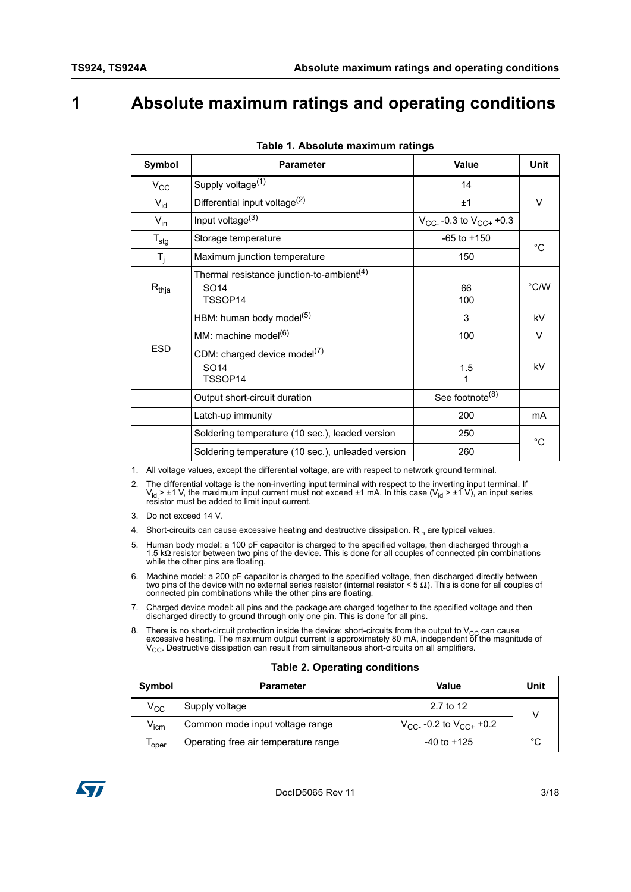# 1 Absolute maximum ratings and operating conditions

**Table 1. Absolute maximum ratings**

| Symbol | Parameter | Value | Unit |
|---|---|---|---|
| $V_{CC}$ | Supply voltage[1] | 14 | V |
| $V_{id}$ | Differential input voltage[2] | ±1 | V |
| $V_{in}$ | Input voltage[3] | $V_{CC-}$ -0.3 to $V_{CC+}$ +0.3 | V |
| $T_{stg}$ | Storage temperature | -65 to +150 | °C |
| $T_j$ | Maximum junction temperature | 150 | °C |
| $R_{thja}$ | Thermal resistance junction-to-ambient[4]<br>SO14<br>TSSOP14 | <br>66<br>100 | °C/W |
| ESD | HBM: human body model[5] | 3 | kV |
| | MM: machine model[6] | 100 | V |
| | CDM: charged device model[7]<br>SO14<br>TSSOP14 | <br>1.5<br>1 | kV |
| | Output short-circuit duration | See footnote[8] | |
| | Latch-up immunity | 200 | mA |
| | Soldering temperature (10 sec.), leaded version | 250 | °C |
| | Soldering temperature (10 sec.), unleaded version | 260 | °C |

1. All voltage values, except the differential voltage, are with respect to network ground terminal.
2. The differential voltage is the non-inverting input terminal with respect to the inverting input terminal. If $V_{id}$ > ±1 V, the maximum input current must not exceed ±1 mA. In this case ($V_{id}$ > ±1 V), an input series resistor must be added to limit input current.
3. Do not exceed 14 V.
4. Short-circuits can cause excessive heating and destructive dissipation. $R_{th}$ are typical values.
5. Human body model: a 100 pF capacitor is charged to the specified voltage, then discharged through a 1.5 kΩ resistor between two pins of the device. This is done for all couples of connected pin combinations while the other pins are floating.
6. Machine model: a 200 pF capacitor is charged to the specified voltage, then discharged directly between two pins of the device with no external series resistor (internal resistor < 5 Ω). This is done for all couples of connected pin combinations while the other pins are floating.
7. Charged device model: all pins and the package are charged together to the specified voltage and then discharged directly to ground through only one pin. This is done for all pins.
8. There is no short-circuit protection inside the device: short-circuits from the output to $V_{CC}$ can cause excessive heating. The maximum output current is approximately 80 mA, independent of the magnitude of $V_{CC}$. Destructive dissipation can result from simultaneous short-circuits on all amplifiers.

**Table 2. Operating conditions**

| Symbol | Parameter | Value | Unit |
|---|---|---|---|
| $V_{CC}$ | Supply voltage | 2.7 to 12 | V |
| $V_{icm}$ | Common mode input voltage range | $V_{CC-}$ -0.2 to $V_{CC+}$ +0.2 | V |
| $T_{oper}$ | Operating free air temperature range | -40 to +125 | °C |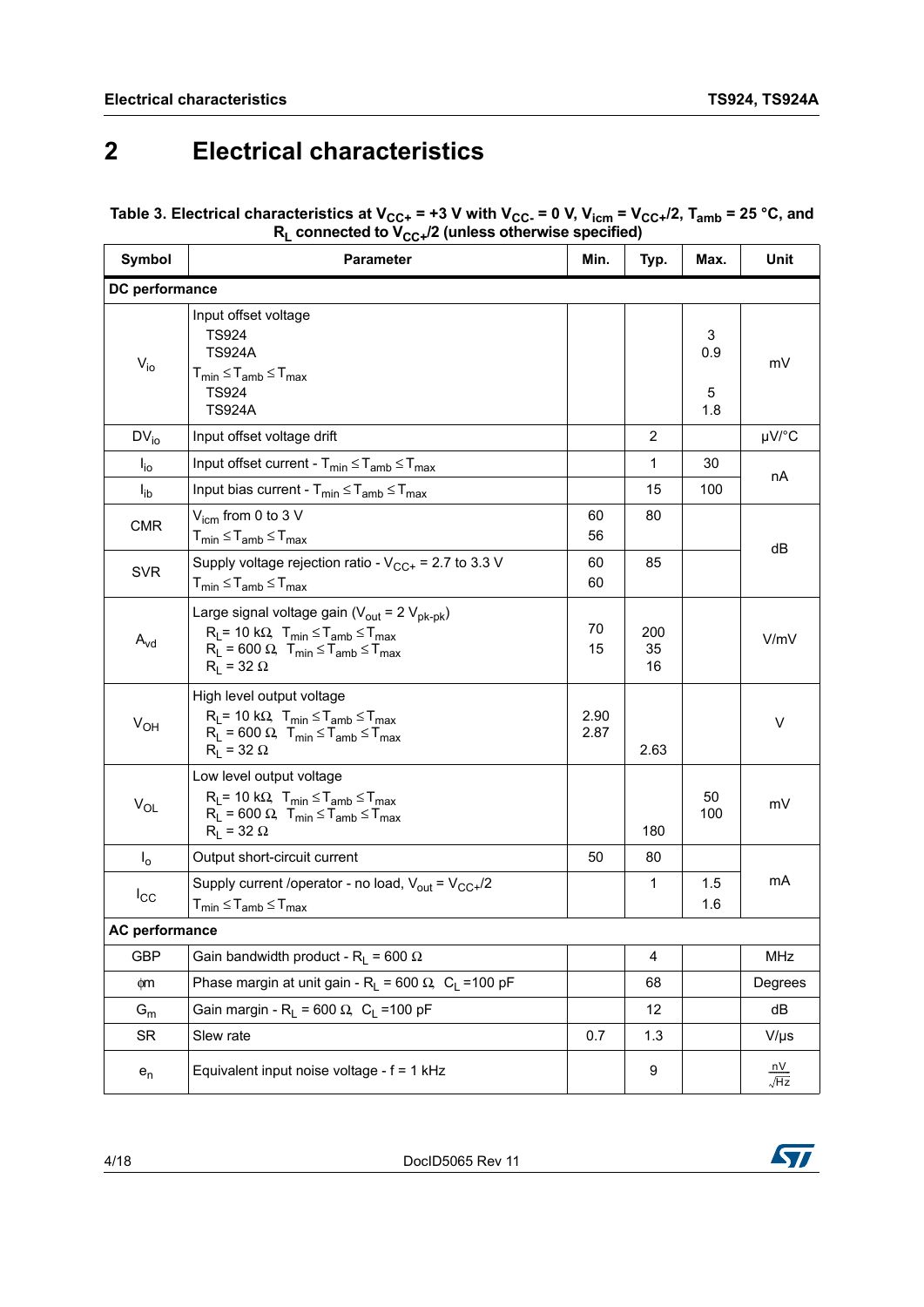# 2 Electrical characteristics

**Table 3. Electrical characteristics at $V_{CC+}$ = +3 V with $V_{CC-}$ = 0 V, $V_{icm}$ = $V_{CC+}$/2, $T_{amb}$ = 25 °C, and $R_L$ connected to $V_{CC+}$/2 (unless otherwise specified)**

| Symbol | Parameter | Min. | Typ. | Max. | Unit |
|---|---|---|---|---|---|
| **DC performance** | | | | | |
| $V_{io}$ | Input offset voltage<br>TS924<br>TS924A<br>$T_{min} \leq T_{amb} \leq T_{max}$<br>TS924<br>TS924A | | | <br>3<br>0.9<br><br>5<br>1.8 | mV |
| $DV_{io}$ | Input offset voltage drift | | 2 | | µV/°C |
| $I_{io}$ | Input offset current - $T_{min} \leq T_{amb} \leq T_{max}$ | | 1 | 30 | nA |
| $I_{ib}$ | Input bias current - $T_{min} \leq T_{amb} \leq T_{max}$ | | 15 | 100 | nA |
| CMR | $V_{icm}$ from 0 to 3 V<br>$T_{min} \leq T_{amb} \leq T_{max}$ | 60<br>56 | 80 | | dB |
| SVR | Supply voltage rejection ratio - $V_{CC+}$ = 2.7 to 3.3 V<br>$T_{min} \leq T_{amb} \leq T_{max}$ | 60<br>60 | 85 | | dB |
| $A_{vd}$ | Large signal voltage gain ($V_{out}$ = 2 $V_{pk\text{-}pk}$)<br>$R_L$= 10 kΩ, $T_{min} \leq T_{amb} \leq T_{max}$<br>$R_L$ = 600 Ω, $T_{min} \leq T_{amb} \leq T_{max}$<br>$R_L$ = 32 Ω | <br>70<br>15 | <br>200<br>35<br>16 | | V/mV |
| $V_{OH}$ | High level output voltage<br>$R_L$= 10 kΩ, $T_{min} \leq T_{amb} \leq T_{max}$<br>$R_L$ = 600 Ω, $T_{min} \leq T_{amb} \leq T_{max}$<br>$R_L$ = 32 Ω | <br>2.90<br>2.87 | <br><br><br>2.63 | | V |
| $V_{OL}$ | Low level output voltage<br>$R_L$= 10 kΩ, $T_{min} \leq T_{amb} \leq T_{max}$<br>$R_L$ = 600 Ω, $T_{min} \leq T_{amb} \leq T_{max}$<br>$R_L$ = 32 Ω | | <br><br><br>180 | <br>50<br>100 | mV |
| $I_o$ | Output short-circuit current | 50 | 80 | | mA |
| $I_{CC}$ | Supply current /operator - no load, $V_{out}$ = $V_{CC+}$/2<br>$T_{min} \leq T_{amb} \leq T_{max}$ | | 1 | 1.5<br>1.6 | mA |
| **AC performance** | | | | | |
| GBP | Gain bandwidth product - $R_L$ = 600 Ω | | 4 | | MHz |
| ϕm | Phase margin at unit gain - $R_L$ = 600 Ω, $C_L$ =100 pF | | 68 | | Degrees |
| $G_m$ | Gain margin - $R_L$ = 600 Ω, $C_L$ =100 pF | | 12 | | dB |
| SR | Slew rate | 0.7 | 1.3 | | V/µs |
| $e_n$ | Equivalent input noise voltage - f = 1 kHz | | 9 | | $\frac{nV}{\sqrt{Hz}}$ |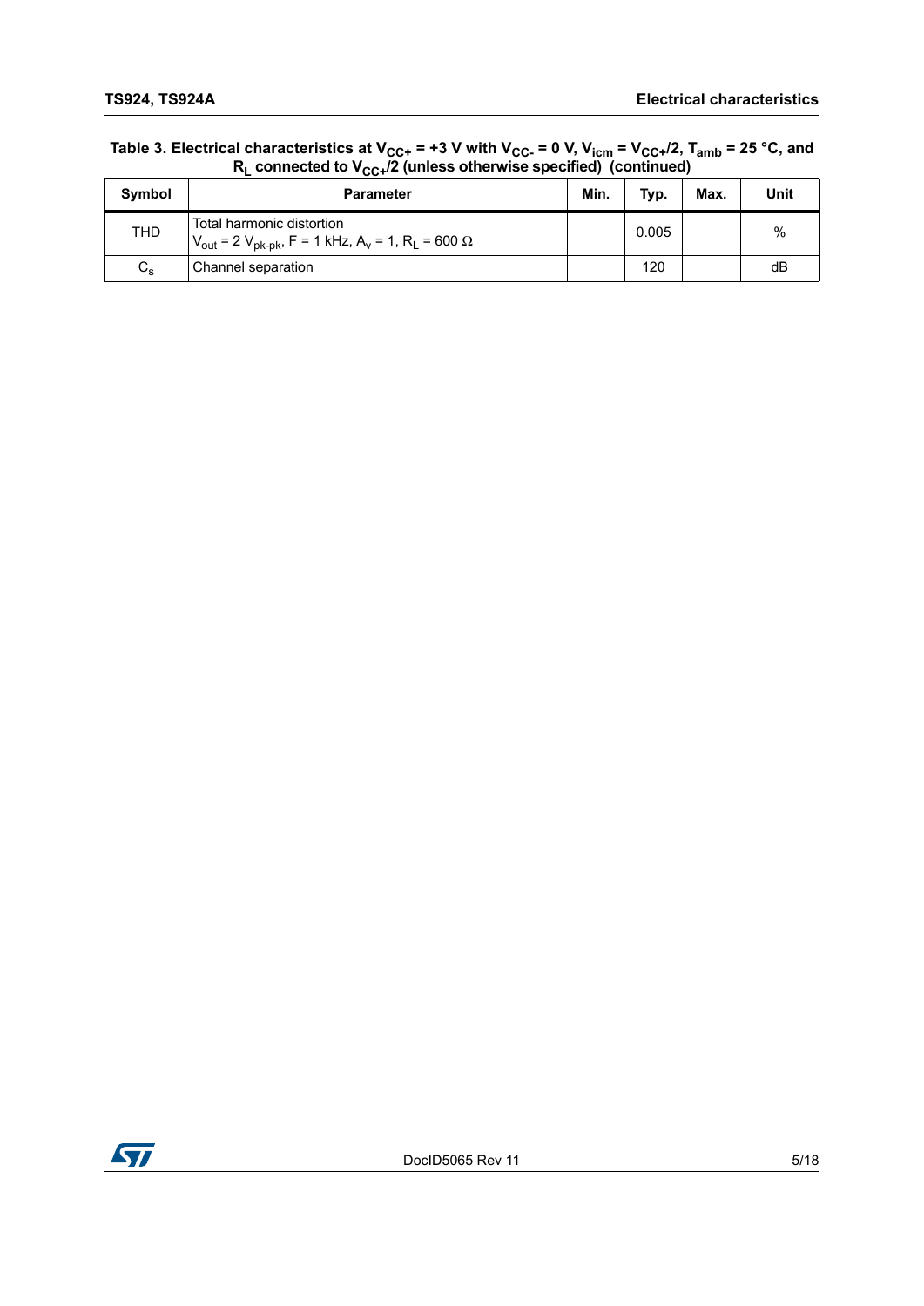**Table 3. Electrical characteristics at $V_{CC+}$ = +3 V with $V_{CC-}$ = 0 V, $V_{icm}$ = $V_{CC+}/2$, $T_{amb}$ = 25 °C, and $R_L$ connected to $V_{CC+}/2$ (unless otherwise specified) (continued)**

| Symbol | Parameter | Min. | Typ. | Max. | Unit |
|---|---|---|---|---|---|
| THD | Total harmonic distortion<br>$V_{out}$ = 2 $V_{pk\text{-}pk}$, F = 1 kHz, $A_v$ = 1, $R_L$ = 600 Ω | | 0.005 | | % |
| $C_s$ | Channel separation | | 120 | | dB |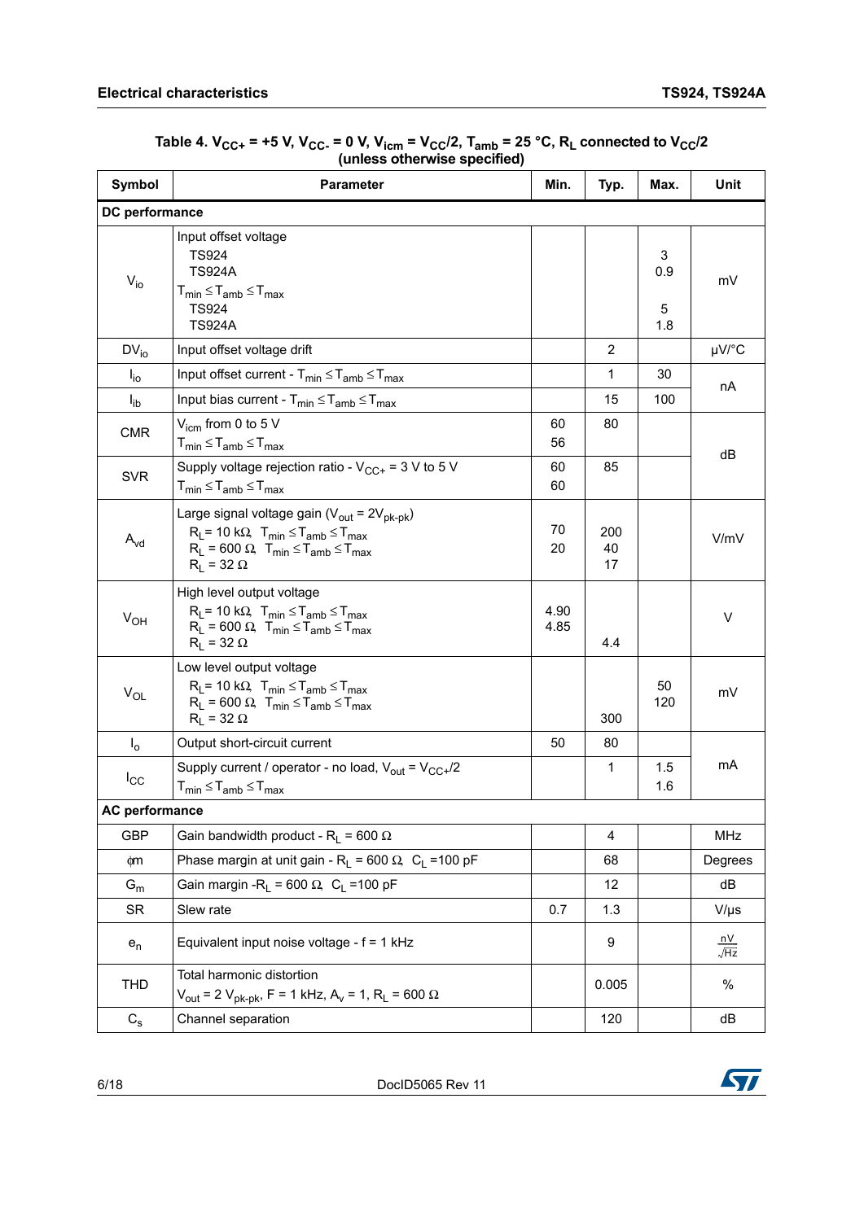**Table 4. $V_{CC+}$ = +5 V, $V_{CC-}$ = 0 V, $V_{icm}$ = $V_{CC}/2$, $T_{amb}$ = 25 °C, $R_L$ connected to $V_{CC}/2$ (unless otherwise specified)**

| Symbol | Parameter | Min. | Typ. | Max. | Unit |
|---|---|---|---|---|---|
| **DC performance** | | | | | |
| $V_{io}$ | Input offset voltage<br>TS924<br>TS924A<br>$T_{min} \leq T_{amb} \leq T_{max}$<br>TS924<br>TS924A | | | <br>3<br>0.9<br><br>5<br>1.8 | mV |
| $DV_{io}$ | Input offset voltage drift | | 2 | | µV/°C |
| $I_{io}$ | Input offset current - $T_{min} \leq T_{amb} \leq T_{max}$ | | 1 | 30 | nA |
| $I_{ib}$ | Input bias current - $T_{min} \leq T_{amb} \leq T_{max}$ | | 15 | 100 | nA |
| CMR | $V_{icm}$ from 0 to 5 V<br>$T_{min} \leq T_{amb} \leq T_{max}$ | 60<br>56 | 80 | | dB |
| SVR | Supply voltage rejection ratio - $V_{CC+}$ = 3 V to 5 V<br>$T_{min} \leq T_{amb} \leq T_{max}$ | 60<br>60 | 85 | | dB |
| $A_{vd}$ | Large signal voltage gain ($V_{out}$ = $2V_{pk-pk}$)<br>$R_L$ = 10 kΩ, $T_{min} \leq T_{amb} \leq T_{max}$<br>$R_L$ = 600 Ω, $T_{min} \leq T_{amb} \leq T_{max}$<br>$R_L$ = 32 Ω | <br>70<br>20 | <br>200<br>40<br>17 | | V/mV |
| $V_{OH}$ | High level output voltage<br>$R_L$ = 10 kΩ, $T_{min} \leq T_{amb} \leq T_{max}$<br>$R_L$ = 600 Ω, $T_{min} \leq T_{amb} \leq T_{max}$<br>$R_L$ = 32 Ω | <br>4.90<br>4.85 | <br><br><br>4.4 | | V |
| $V_{OL}$ | Low level output voltage<br>$R_L$ = 10 kΩ, $T_{min} \leq T_{amb} \leq T_{max}$<br>$R_L$ = 600 Ω, $T_{min} \leq T_{amb} \leq T_{max}$<br>$R_L$ = 32 Ω | | <br><br><br>300 | <br>50<br>120 | mV |
| $I_o$ | Output short-circuit current | 50 | 80 | | mA |
| $I_{CC}$ | Supply current / operator - no load, $V_{out}$ = $V_{CC+}/2$<br>$T_{min} \leq T_{amb} \leq T_{max}$ | | 1 | 1.5<br>1.6 | mA |
| **AC performance** | | | | | |
| GBP | Gain bandwidth product - $R_L$ = 600 Ω | | 4 | | MHz |
| φm | Phase margin at unit gain - $R_L$ = 600 Ω, $C_L$ =100 pF | | 68 | | Degrees |
| $G_m$ | Gain margin -$R_L$ = 600 Ω, $C_L$ =100 pF | | 12 | | dB |
| SR | Slew rate | 0.7 | 1.3 | | V/µs |
| $e_n$ | Equivalent input noise voltage - f = 1 kHz | | 9 | | $\frac{nV}{\sqrt{Hz}}$ |
| THD | Total harmonic distortion<br>$V_{out}$ = 2 $V_{pk-pk}$, F = 1 kHz, $A_v$ = 1, $R_L$ = 600 Ω | | 0.005 | | % |
| $C_s$ | Channel separation | | 120 | | dB |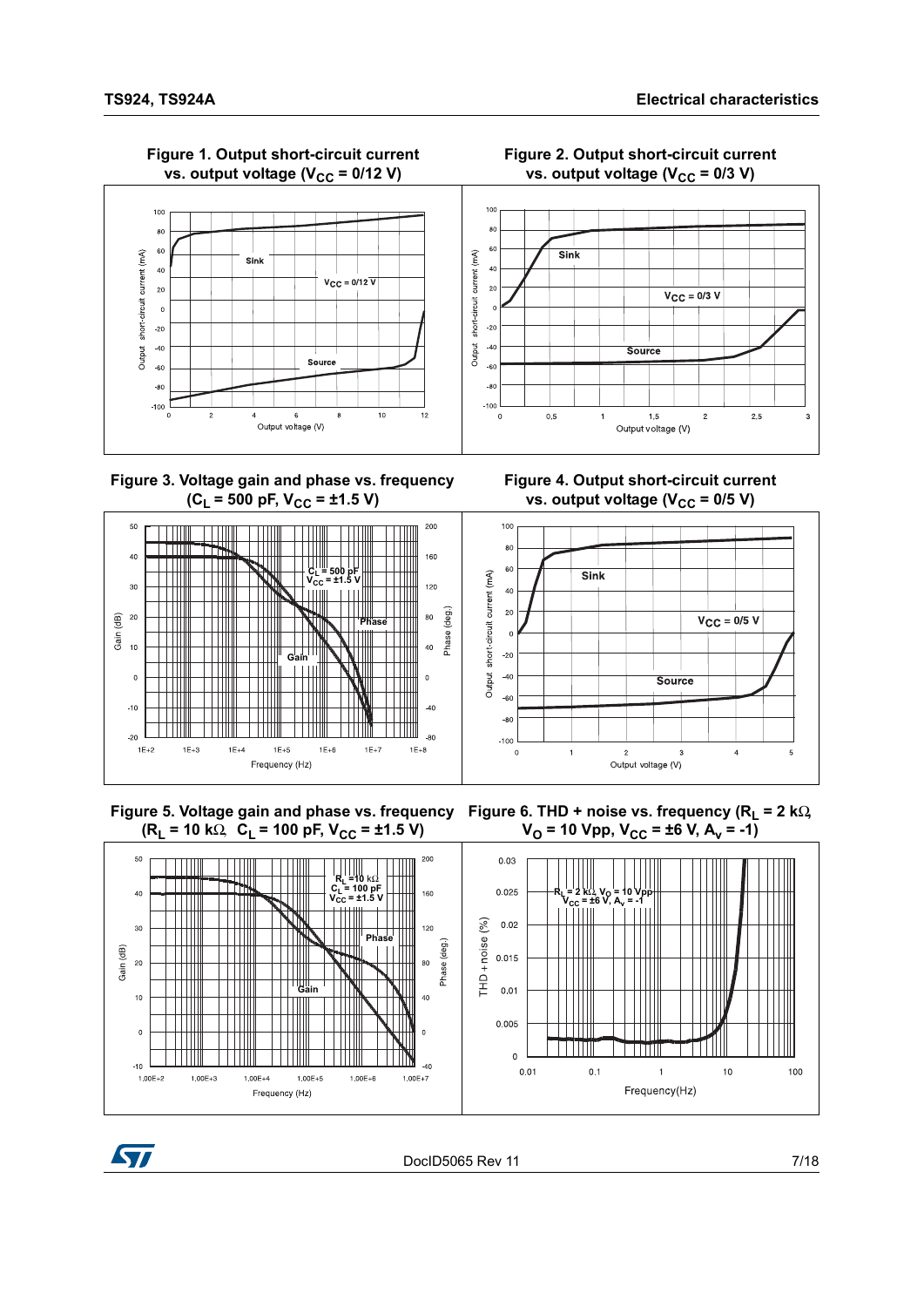Figure 1. Output short-circuit current vs. output voltage ($V_{CC}$ = 0/12 V)

Figure 2. Output short-circuit current vs. output voltage ($V_{CC}$ = 0/3 V)

Figure 3. Voltage gain and phase vs. frequency ($C_L$ = 500 pF, $V_{CC}$ = ±1.5 V)

Figure 4. Output short-circuit current vs. output voltage ($V_{CC}$ = 0/5 V)

Figure 5. Voltage gain and phase vs. frequency ($R_L$ = 10 kΩ, $C_L$ = 100 pF, $V_{CC}$ = ±1.5 V)

Figure 6. THD + noise vs. frequency ($R_L$ = 2 kΩ, $V_O$ = 10 Vpp, $V_{CC}$ = ±6 V, $A_v$ = -1)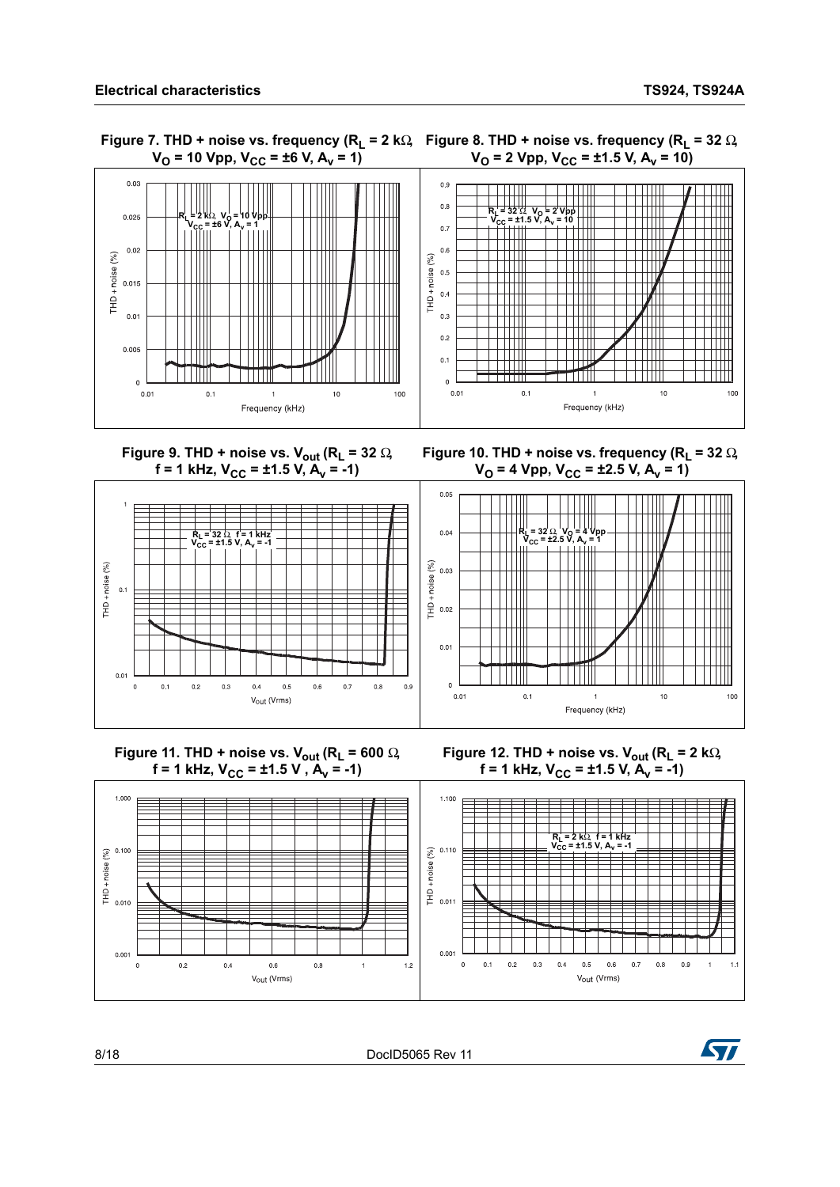Figure 7. THD + noise vs. frequency ($R_L$ = 2 kΩ, $V_O$ = 10 Vpp, $V_{CC}$ = ±6 V, $A_v$ = 1)

Figure 8. THD + noise vs. frequency ($R_L$ = 32 Ω, $V_O$ = 2 Vpp, $V_{CC}$ = ±1.5 V, $A_v$ = 10)

Figure 9. THD + noise vs. $V_{out}$ ($R_L$ = 32 Ω, f = 1 kHz, $V_{CC}$ = ±1.5 V, $A_v$ = -1)

Figure 10. THD + noise vs. frequency ($R_L$ = 32 Ω, $V_O$ = 4 Vpp, $V_{CC}$ = ±2.5 V, $A_v$ = 1)

Figure 11. THD + noise vs. $V_{out}$ ($R_L$ = 600 Ω, f = 1 kHz, $V_{CC}$ = ±1.5 V, $A_v$ = -1)

Figure 12. THD + noise vs. $V_{out}$ ($R_L$ = 2 kΩ, f = 1 kHz, $V_{CC}$ = ±1.5 V, $A_v$ = -1)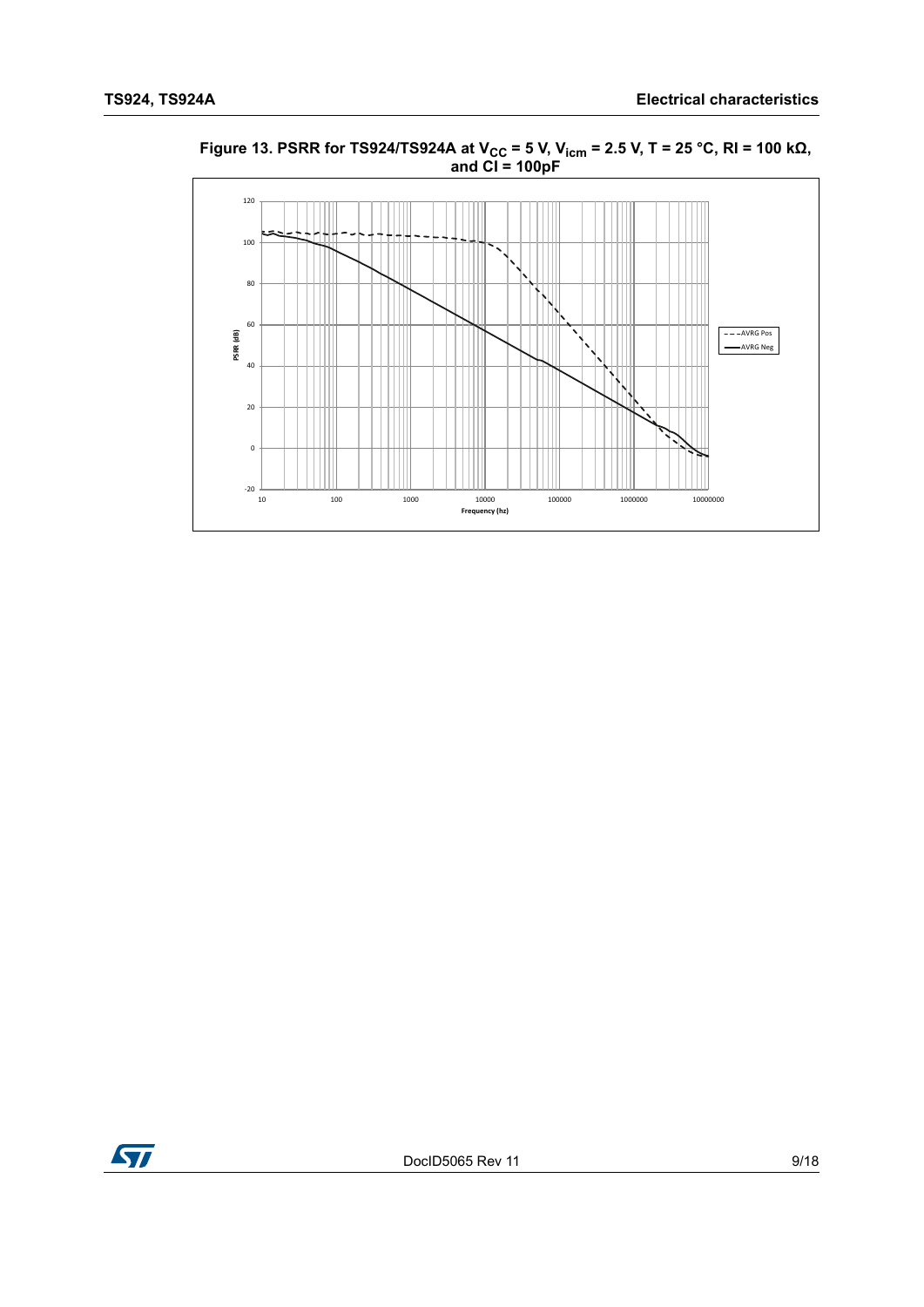**Figure 13. PSRR for TS924/TS924A at $V_{CC}$ = 5 V, $V_{icm}$ = 2.5 V, T = 25 °C, Rl = 100 kΩ, and Cl = 100pF**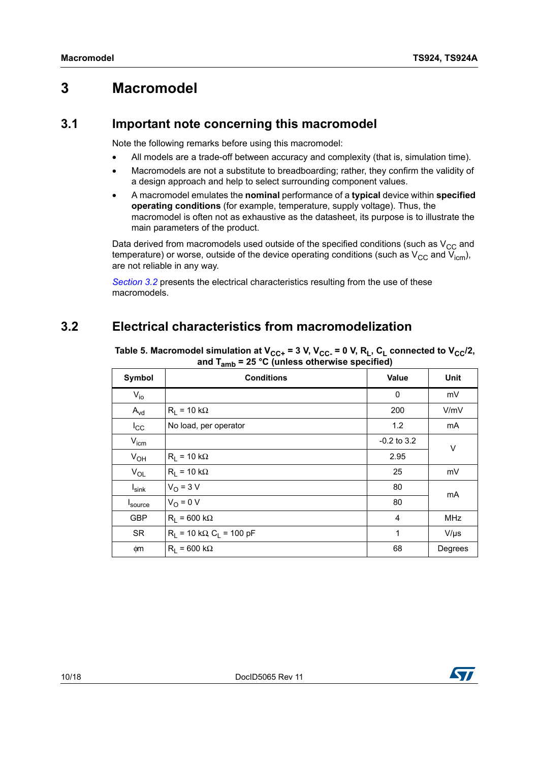# 3 Macromodel

## 3.1 Important note concerning this macromodel

Note the following remarks before using this macromodel:

- All models are a trade-off between accuracy and complexity (that is, simulation time).
- Macromodels are not a substitute to breadboarding; rather, they confirm the validity of a design approach and help to select surrounding component values.
- A macromodel emulates the **nominal** performance of a **typical** device within **specified operating conditions** (for example, temperature, supply voltage). Thus, the macromodel is often not as exhaustive as the datasheet, its purpose is to illustrate the main parameters of the product.

Data derived from macromodels used outside of the specified conditions (such as $V_{CC}$ and temperature) or worse, outside of the device operating conditions (such as $V_{CC}$ and $V_{icm}$), are not reliable in any way.

*Section 3.2* presents the electrical characteristics resulting from the use of these macromodels.

## 3.2 Electrical characteristics from macromodelization

**Table 5. Macromodel simulation at $V_{CC+}$ = 3 V, $V_{CC-}$ = 0 V, $R_L$, $C_L$ connected to $V_{CC}$/2, and $T_{amb}$ = 25 °C (unless otherwise specified)**

| Symbol | Conditions | Value | Unit |
|---|---|---|---|
| $V_{io}$ | | 0 | mV |
| $A_{vd}$ | $R_L$ = 10 kΩ | 200 | V/mV |
| $I_{CC}$ | No load, per operator | 1.2 | mA |
| $V_{icm}$ | | -0.2 to 3.2 | V |
| $V_{OH}$ | $R_L$ = 10 kΩ | 2.95 | V |
| $V_{OL}$ | $R_L$ = 10 kΩ | 25 | mV |
| $I_{sink}$ | $V_O$ = 3 V | 80 | mA |
| $I_{source}$ | $V_O$ = 0 V | 80 | mA |
| GBP | $R_L$ = 600 kΩ | 4 | MHz |
| SR | $R_L$ = 10 kΩ, $C_L$ = 100 pF | 1 | V/μs |
| ϕm | $R_L$ = 600 kΩ | 68 | Degrees |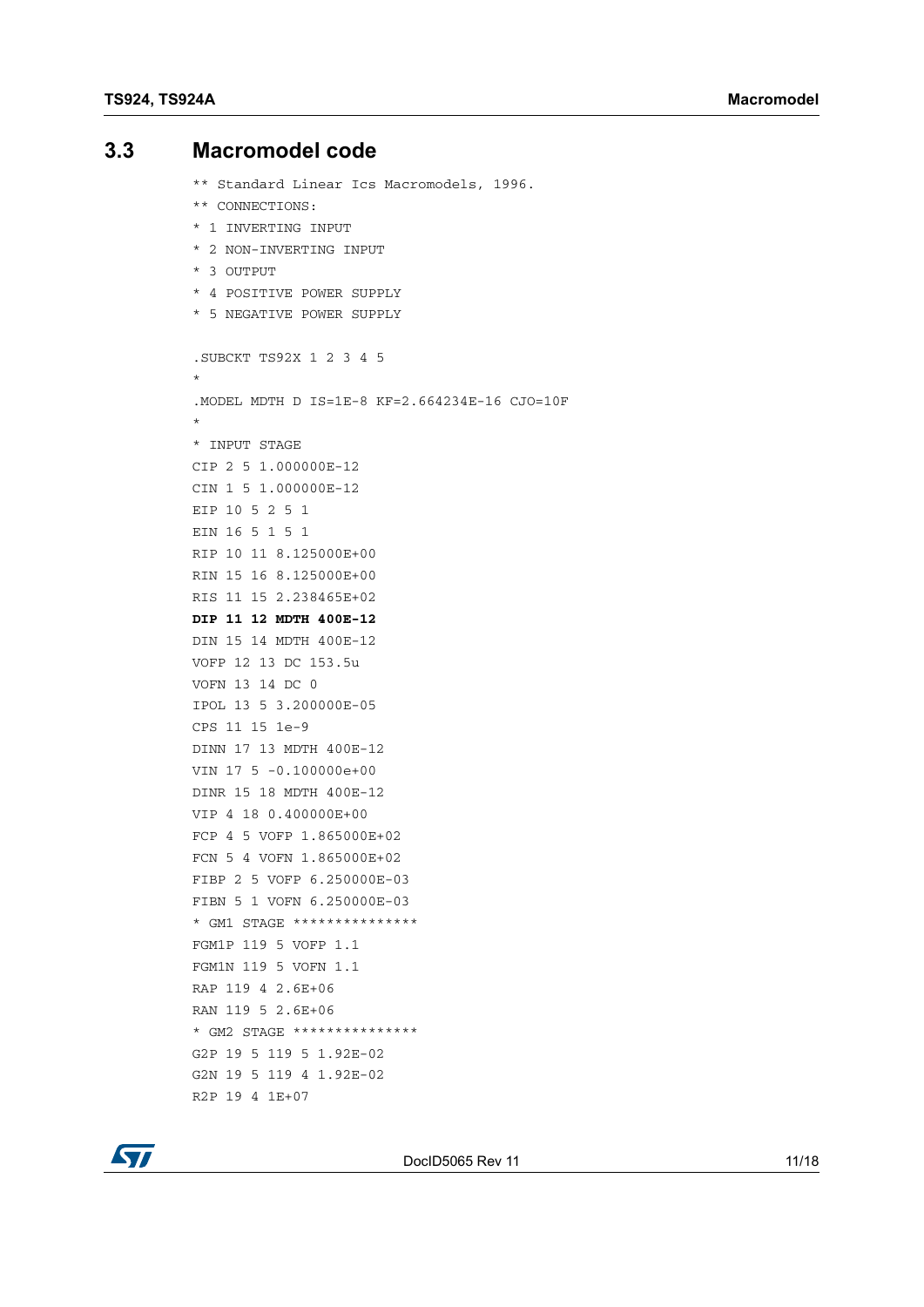## 3.3 Macromodel code

```
** Standard Linear Ics Macromodels, 1996.
** CONNECTIONS:
* 1 INVERTING INPUT
* 2 NON-INVERTING INPUT
* 3 OUTPUT
* 4 POSITIVE POWER SUPPLY
* 5 NEGATIVE POWER SUPPLY

.SUBCKT TS92X 1 2 3 4 5
*
.MODEL MDTH D IS=1E-8 KF=2.664234E-16 CJO=10F
*
* INPUT STAGE
CIP 2 5 1.000000E-12
CIN 1 5 1.000000E-12
EIP 10 5 2 5 1
EIN 16 5 1 5 1
RIP 10 11 8.125000E+00
RIN 15 16 8.125000E+00
RIS 11 15 2.238465E+02
DIP 11 12 MDTH 400E-12
DIN 15 14 MDTH 400E-12
VOFP 12 13 DC 153.5u
VOFN 13 14 DC 0
IPOL 13 5 3.200000E-05
CPS 11 15 1e-9
DINN 17 13 MDTH 400E-12
VIN 17 5 -0.100000e+00
DINR 15 18 MDTH 400E-12
VIP 4 18 0.400000E+00
FCP 4 5 VOFP 1.865000E+02
FCN 5 4 VOFN 1.865000E+02
FIBP 2 5 VOFP 6.250000E-03
FIBN 5 1 VOFN 6.250000E-03
* GM1 STAGE ***************
FGM1P 119 5 VOFP 1.1
FGM1N 119 5 VOFN 1.1
RAP 119 4 2.6E+06
RAN 119 5 2.6E+06
* GM2 STAGE ***************
G2P 19 5 119 5 1.92E-02
G2N 19 5 119 4 1.92E-02
R2P 19 4 1E+07
```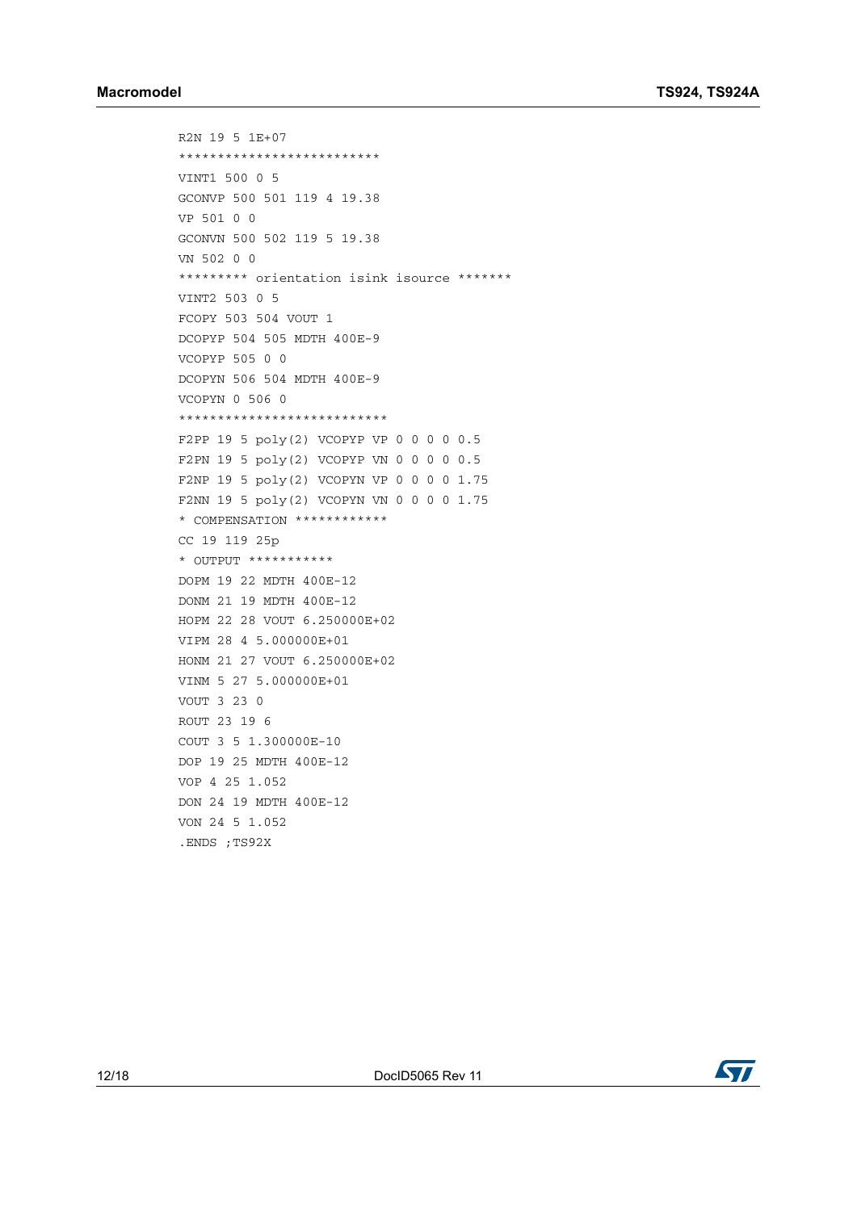```
R2N 19 5 1E+07
**************************
VINT1 500 0 5
GCONVP 500 501 119 4 19.38
VP 501 0 0
GCONVN 500 502 119 5 19.38
VN 502 0 0
********* orientation isink isource *******
VINT2 503 0 5
FCOPY 503 504 VOUT 1
DCOPYP 504 505 MDTH 400E-9
VCOPYP 505 0 0
DCOPYN 506 504 MDTH 400E-9
VCOPYN 0 506 0
***************************
F2PP 19 5 poly(2) VCOPYP VP 0 0 0 0 0.5
F2PN 19 5 poly(2) VCOPYP VN 0 0 0 0 0.5
F2NP 19 5 poly(2) VCOPYN VP 0 0 0 0 1.75
F2NN 19 5 poly(2) VCOPYN VN 0 0 0 0 1.75
* COMPENSATION ************
CC 19 119 25p
* OUTPUT ***********
DOPM 19 22 MDTH 400E-12
DONM 21 19 MDTH 400E-12
HOPM 22 28 VOUT 6.250000E+02
VIPM 28 4 5.000000E+01
HONM 21 27 VOUT 6.250000E+02
VINM 5 27 5.000000E+01
VOUT 3 23 0
ROUT 23 19 6
COUT 3 5 1.300000E-10
DOP 19 25 MDTH 400E-12
VOP 4 25 1.052
DON 24 19 MDTH 400E-12
VON 24 5 1.052
.ENDS ;TS92X
```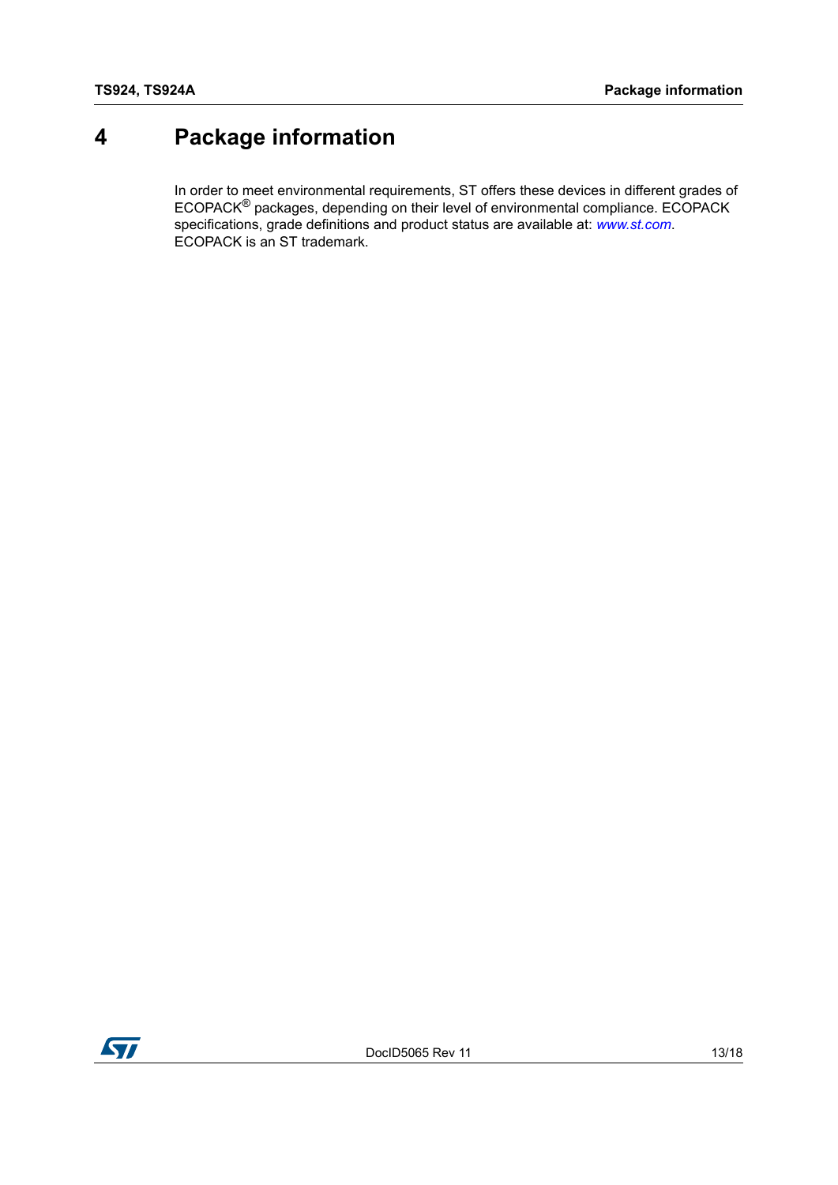# 4 Package information

In order to meet environmental requirements, ST offers these devices in different grades of ECOPACK® packages, depending on their level of environmental compliance. ECOPACK specifications, grade definitions and product status are available at: *www.st.com*. ECOPACK is an ST trademark.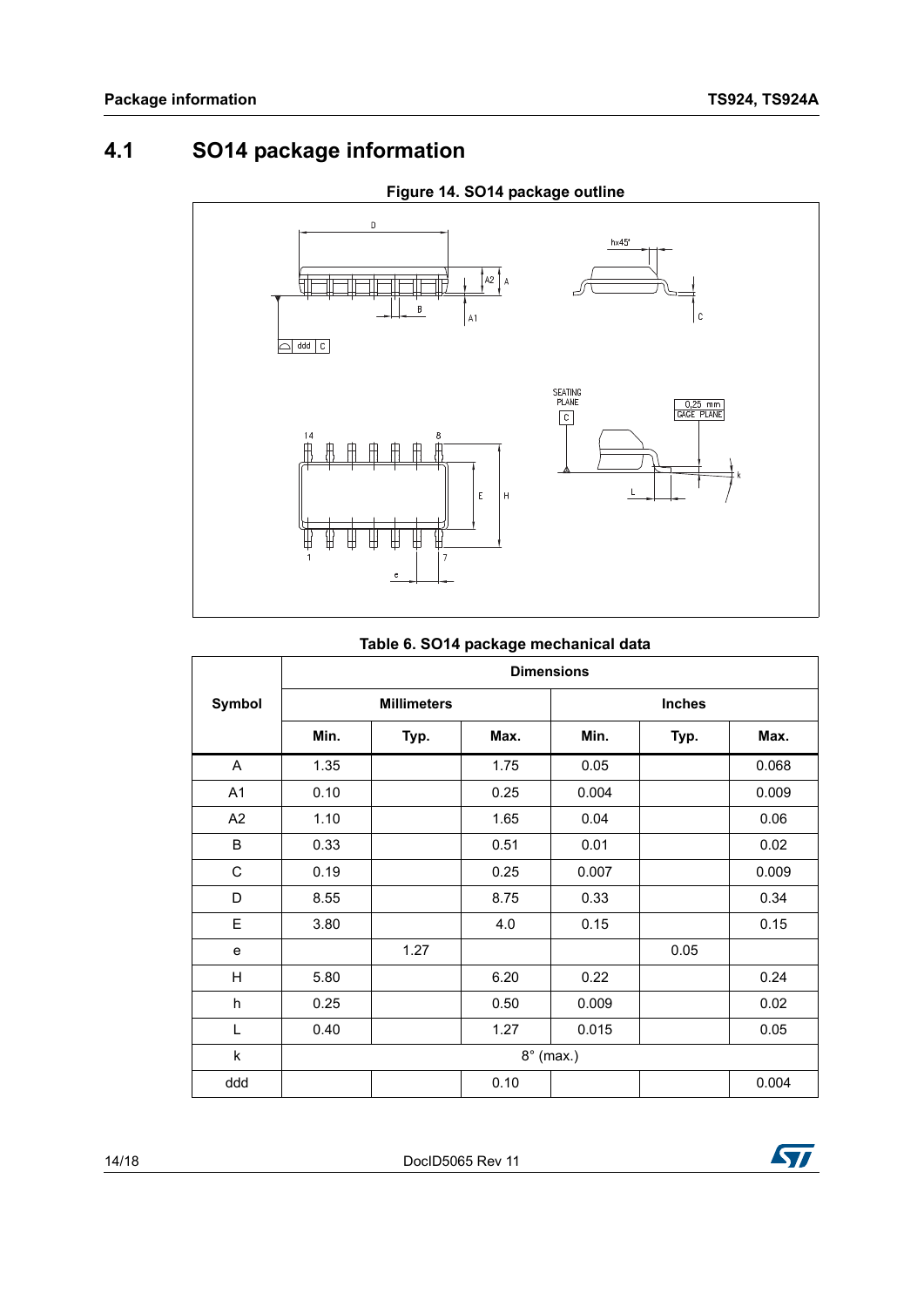## 4.1 SO14 package information

**Figure 14. SO14 package outline**

**Table 6. SO14 package mechanical data**

| Symbol | Dimensions | | | | | |
|---|---|---|---|---|---|---|
| | Millimeters | | | Inches | | |
| | Min. | Typ. | Max. | Min. | Typ. | Max. |
| A | 1.35 | | 1.75 | 0.05 | | 0.068 |
| A1 | 0.10 | | 0.25 | 0.004 | | 0.009 |
| A2 | 1.10 | | 1.65 | 0.04 | | 0.06 |
| B | 0.33 | | 0.51 | 0.01 | | 0.02 |
| C | 0.19 | | 0.25 | 0.007 | | 0.009 |
| D | 8.55 | | 8.75 | 0.33 | | 0.34 |
| E | 3.80 | | 4.0 | 0.15 | | 0.15 |
| e | | 1.27 | | | 0.05 | |
| H | 5.80 | | 6.20 | 0.22 | | 0.24 |
| h | 0.25 | | 0.50 | 0.009 | | 0.02 |
| L | 0.40 | | 1.27 | 0.015 | | 0.05 |
| k | 8° (max.) | | | | | |
| ddd | | | 0.10 | | | 0.004 |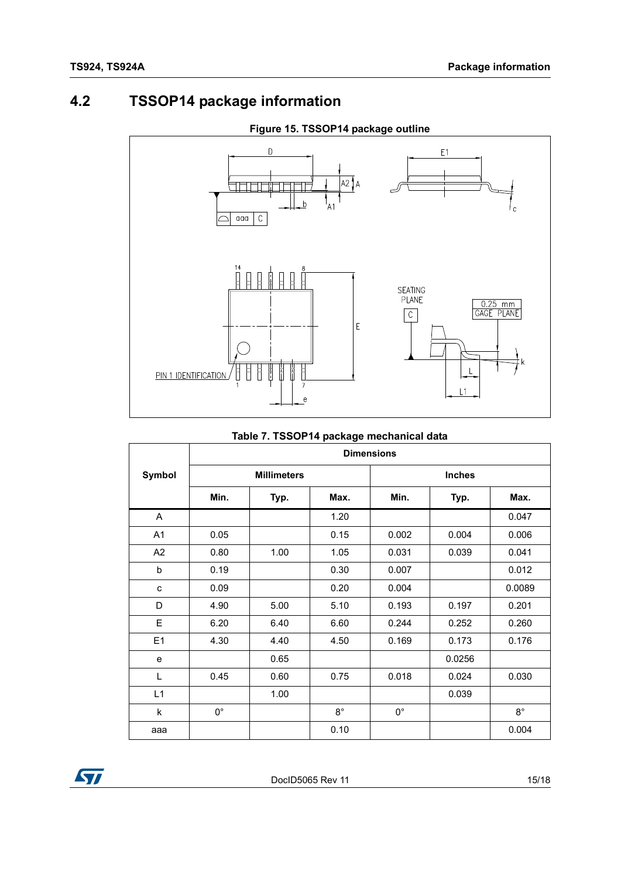## 4.2 TSSOP14 package information

Figure 15. TSSOP14 package outline

Table 7. TSSOP14 package mechanical data

| Symbol | Dimensions | | | | | |
|---|---|---|---|---|---|---|
| | Millimeters | | | Inches | | |
| | Min. | Typ. | Max. | Min. | Typ. | Max. |
| A | | | 1.20 | | | 0.047 |
| A1 | 0.05 | | 0.15 | 0.002 | 0.004 | 0.006 |
| A2 | 0.80 | 1.00 | 1.05 | 0.031 | 0.039 | 0.041 |
| b | 0.19 | | 0.30 | 0.007 | | 0.012 |
| c | 0.09 | | 0.20 | 0.004 | | 0.0089 |
| D | 4.90 | 5.00 | 5.10 | 0.193 | 0.197 | 0.201 |
| E | 6.20 | 6.40 | 6.60 | 0.244 | 0.252 | 0.260 |
| E1 | 4.30 | 4.40 | 4.50 | 0.169 | 0.173 | 0.176 |
| e | | 0.65 | | | 0.0256 | |
| L | 0.45 | 0.60 | 0.75 | 0.018 | 0.024 | 0.030 |
| L1 | | 1.00 | | | 0.039 | |
| k | 0° | | 8° | 0° | | 8° |
| aaa | | | 0.10 | | | 0.004 |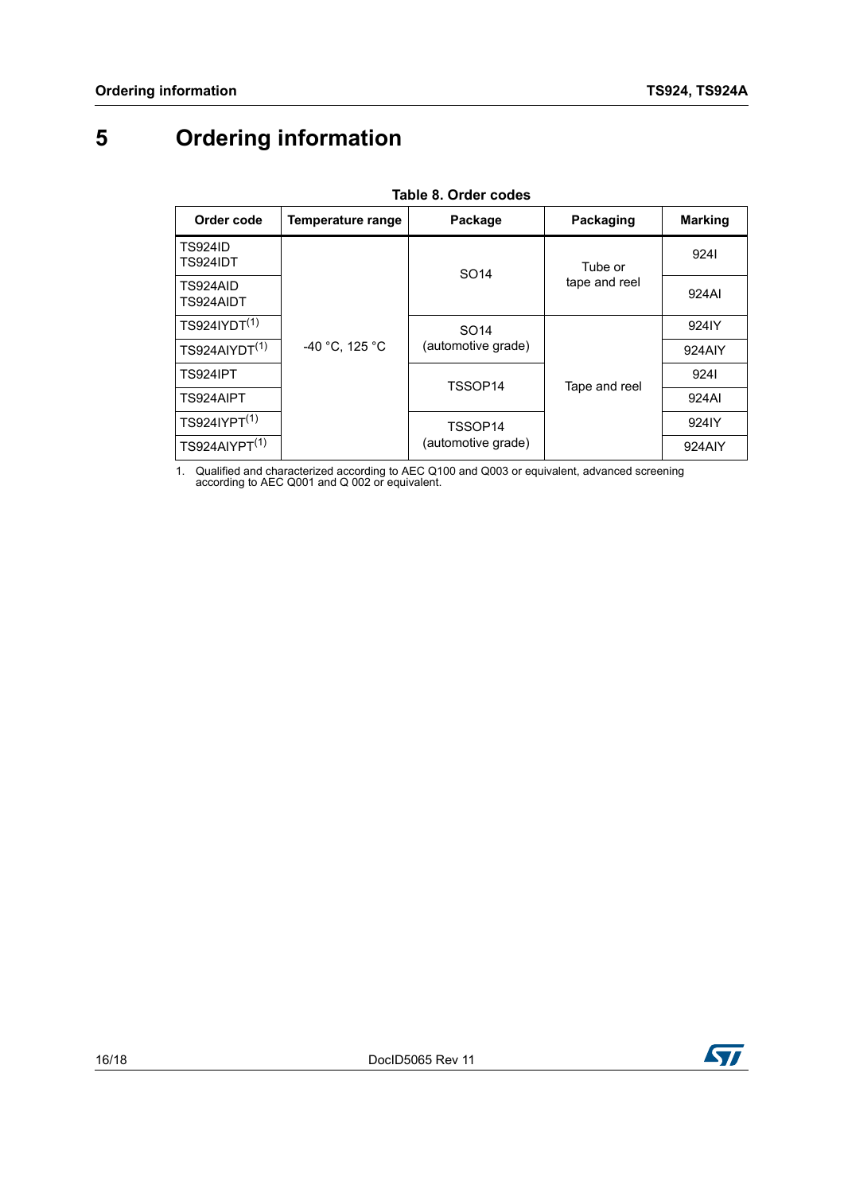# 5 Ordering information

**Table 8. Order codes**

| Order code | Temperature range | Package | Packaging | Marking |
|---|---|---|---|---|
| TS924ID<br>TS924IDT | -40 °C, 125 °C | SO14 | Tube or tape and reel | 924I |
| TS924AID<br>TS924AIDT | | | | 924AI |
| TS924IYDT(1) | | SO14 (automotive grade) | Tape and reel | 924IY |
| TS924AIYDT(1) | | | | 924AIY |
| TS924IPT | | TSSOP14 | | 924I |
| TS924AIPT | | | | 924AI |
| TS924IYPT(1) | | TSSOP14 (automotive grade) | | 924IY |
| TS924AIYPT(1) | | | | 924AIY |

1. Qualified and characterized according to AEC Q100 and Q003 or equivalent, advanced screening according to AEC Q001 and Q 002 or equivalent.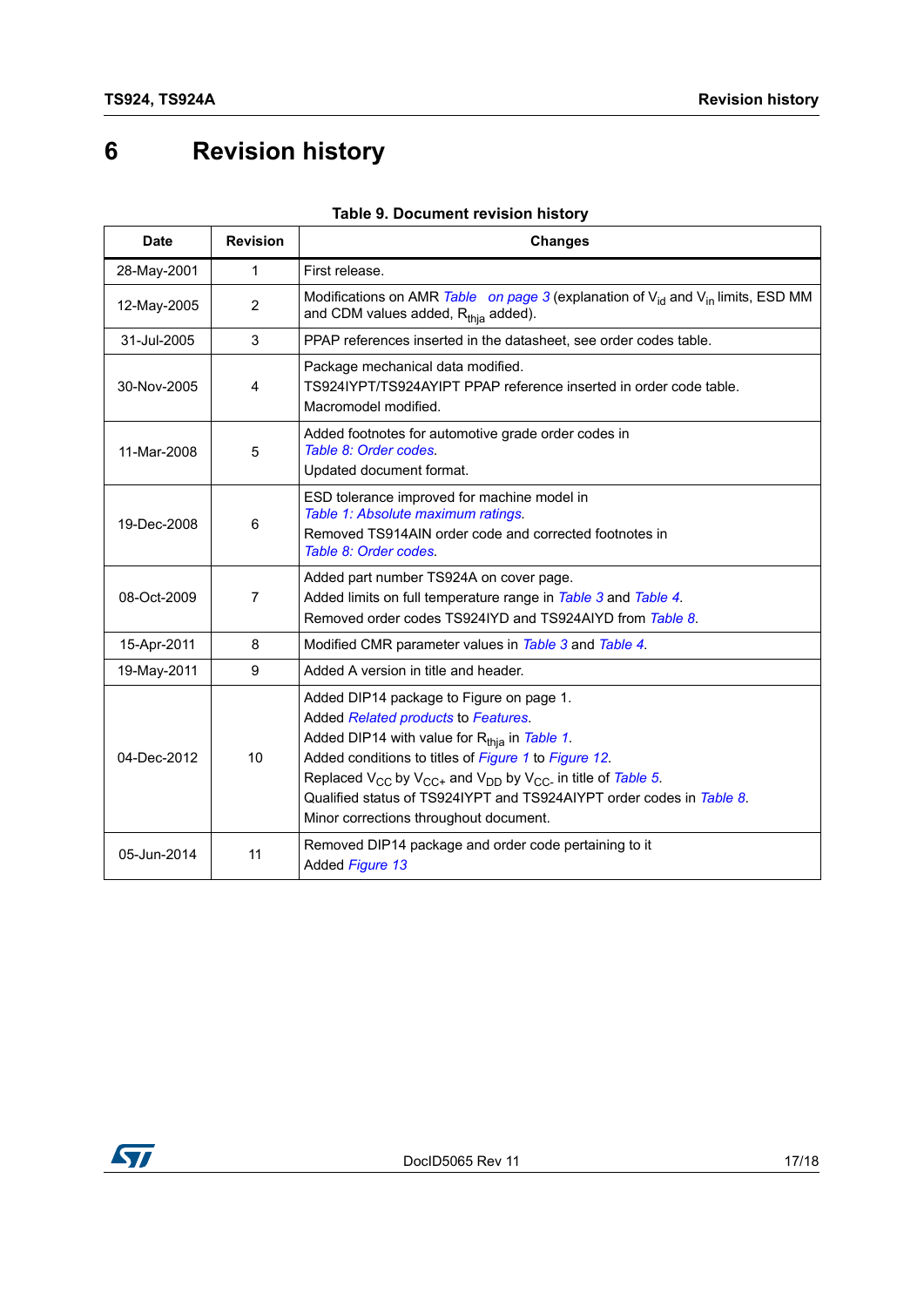# 6 Revision history

**Table 9. Document revision history**

| Date | Revision | Changes |
|---|---|---|
| 28-May-2001 | 1 | First release. |
| 12-May-2005 | 2 | Modifications on AMR *Table on page 3* (explanation of $V_{id}$ and $V_{in}$ limits, ESD MM and CDM values added, $R_{thja}$ added). |
| 31-Jul-2005 | 3 | PPAP references inserted in the datasheet, see order codes table. |
| 30-Nov-2005 | 4 | Package mechanical data modified.<br>TS924IYPT/TS924AYIPT PPAP reference inserted in order code table.<br>Macromodel modified. |
| 11-Mar-2008 | 5 | Added footnotes for automotive grade order codes in *Table 8: Order codes*.<br>Updated document format. |
| 19-Dec-2008 | 6 | ESD tolerance improved for machine model in *Table 1: Absolute maximum ratings*.<br>Removed TS914AIN order code and corrected footnotes in *Table 8: Order codes*. |
| 08-Oct-2009 | 7 | Added part number TS924A on cover page.<br>Added limits on full temperature range in *Table 3* and *Table 4*.<br>Removed order codes TS924IYD and TS924AIYD from *Table 8*. |
| 15-Apr-2011 | 8 | Modified CMR parameter values in *Table 3* and *Table 4*. |
| 19-May-2011 | 9 | Added A version in title and header. |
| 04-Dec-2012 | 10 | Added DIP14 package to Figure on page 1.<br>Added *Related products* to *Features*.<br>Added DIP14 with value for $R_{thja}$ in *Table 1*.<br>Added conditions to titles of *Figure 1* to *Figure 12*.<br>Replaced $V_{CC}$ by $V_{CC+}$ and $V_{DD}$ by $V_{CC-}$ in title of *Table 5*.<br>Qualified status of TS924IYPT and TS924AIYPT order codes in *Table 8*.<br>Minor corrections throughout document. |
| 05-Jun-2014 | 11 | Removed DIP14 package and order code pertaining to it<br>Added *Figure 13* |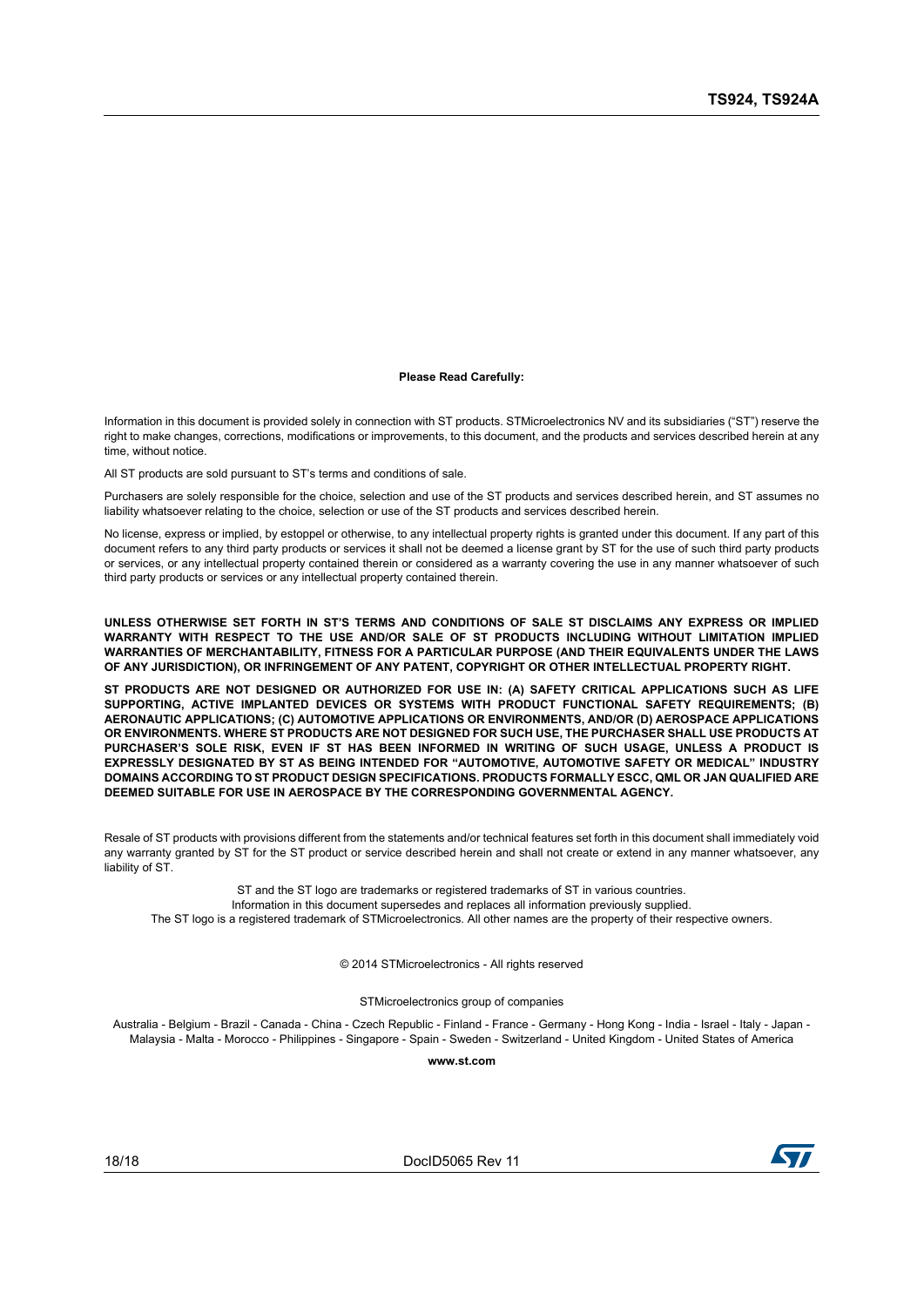**Please Read Carefully:**

Information in this document is provided solely in connection with ST products. STMicroelectronics NV and its subsidiaries (“ST”) reserve the right to make changes, corrections, modifications or improvements, to this document, and the products and services described herein at any time, without notice.

All ST products are sold pursuant to ST’s terms and conditions of sale.

Purchasers are solely responsible for the choice, selection and use of the ST products and services described herein, and ST assumes no liability whatsoever relating to the choice, selection or use of the ST products and services described herein.

No license, express or implied, by estoppel or otherwise, to any intellectual property rights is granted under this document. If any part of this document refers to any third party products or services it shall not be deemed a license grant by ST for the use of such third party products or services, or any intellectual property contained therein or considered as a warranty covering the use in any manner whatsoever of such third party products or services or any intellectual property contained therein.

**UNLESS OTHERWISE SET FORTH IN ST’S TERMS AND CONDITIONS OF SALE ST DISCLAIMS ANY EXPRESS OR IMPLIED WARRANTY WITH RESPECT TO THE USE AND/OR SALE OF ST PRODUCTS INCLUDING WITHOUT LIMITATION IMPLIED WARRANTIES OF MERCHANTABILITY, FITNESS FOR A PARTICULAR PURPOSE (AND THEIR EQUIVALENTS UNDER THE LAWS OF ANY JURISDICTION), OR INFRINGEMENT OF ANY PATENT, COPYRIGHT OR OTHER INTELLECTUAL PROPERTY RIGHT.**

**ST PRODUCTS ARE NOT DESIGNED OR AUTHORIZED FOR USE IN: (A) SAFETY CRITICAL APPLICATIONS SUCH AS LIFE SUPPORTING, ACTIVE IMPLANTED DEVICES OR SYSTEMS WITH PRODUCT FUNCTIONAL SAFETY REQUIREMENTS; (B) AERONAUTIC APPLICATIONS; (C) AUTOMOTIVE APPLICATIONS OR ENVIRONMENTS, AND/OR (D) AEROSPACE APPLICATIONS OR ENVIRONMENTS. WHERE ST PRODUCTS ARE NOT DESIGNED FOR SUCH USE, THE PURCHASER SHALL USE PRODUCTS AT PURCHASER’S SOLE RISK, EVEN IF ST HAS BEEN INFORMED IN WRITING OF SUCH USAGE, UNLESS A PRODUCT IS EXPRESSLY DESIGNATED BY ST AS BEING INTENDED FOR “AUTOMOTIVE, AUTOMOTIVE SAFETY OR MEDICAL” INDUSTRY DOMAINS ACCORDING TO ST PRODUCT DESIGN SPECIFICATIONS. PRODUCTS FORMALLY ESCC, QML OR JAN QUALIFIED ARE DEEMED SUITABLE FOR USE IN AEROSPACE BY THE CORRESPONDING GOVERNMENTAL AGENCY.**

Resale of ST products with provisions different from the statements and/or technical features set forth in this document shall immediately void any warranty granted by ST for the ST product or service described herein and shall not create or extend in any manner whatsoever, any liability of ST.

ST and the ST logo are trademarks or registered trademarks of ST in various countries.
Information in this document supersedes and replaces all information previously supplied.
The ST logo is a registered trademark of STMicroelectronics. All other names are the property of their respective owners.

© 2014 STMicroelectronics - All rights reserved

STMicroelectronics group of companies

Australia - Belgium - Brazil - Canada - China - Czech Republic - Finland - France - Germany - Hong Kong - India - Israel - Italy - Japan - Malaysia - Malta - Morocco - Philippines - Singapore - Spain - Sweden - Switzerland - United Kingdom - United States of America

**www.st.com**